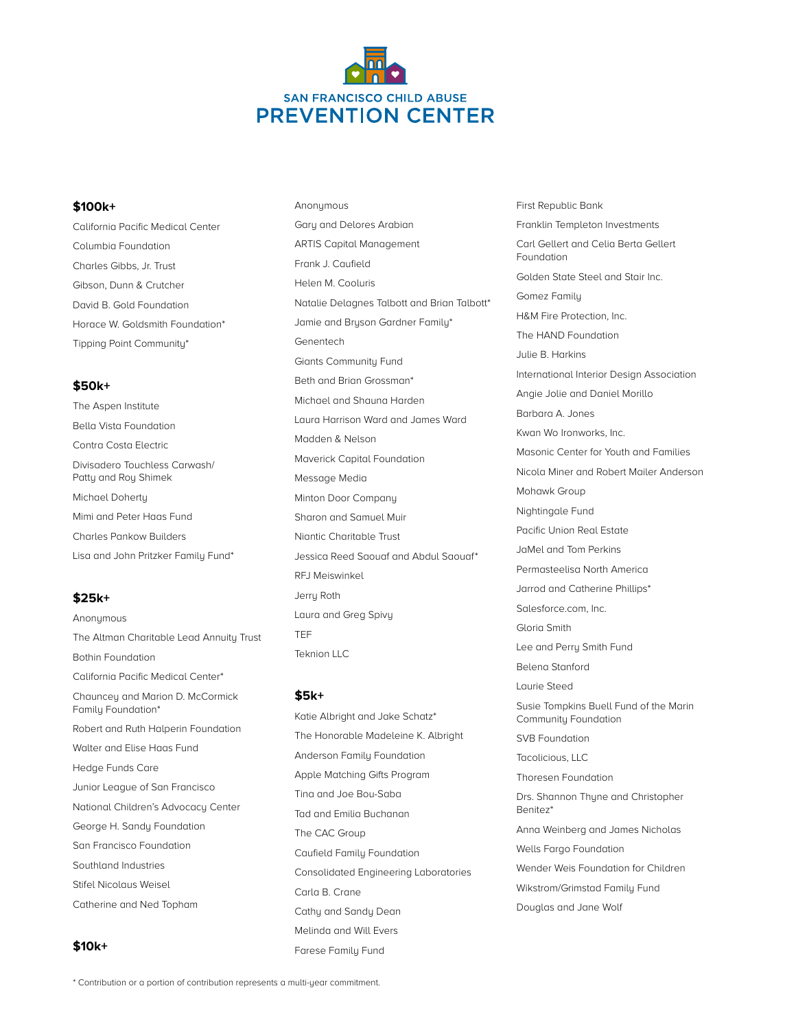# SAN FRANCISCO CHILD ABUSE PREVENTION CENTER

## $100k+

California Pacific Medical Center

Columbia Foundation

Charles Gibbs, Jr. Trust

Gibson, Dunn & Crutcher

David B. Gold Foundation

Horace W. Goldsmith Foundation*

Tipping Point Community*

## $50k+

The Aspen Institute

Bella Vista Foundation

Contra Costa Electric

Divisadero Touchless Carwash/ Patty and Roy Shimek

Michael Doherty

Mimi and Peter Haas Fund

Charles Pankow Builders

Lisa and John Pritzker Family Fund*

## $25k+

Anonymous

The Altman Charitable Lead Annuity Trust

Bothin Foundation

California Pacific Medical Center*

Chauncey and Marion D. McCormick Family Foundation*

Robert and Ruth Halperin Foundation

Walter and Elise Haas Fund

Hedge Funds Care

Junior League of San Francisco

National Children's Advocacy Center

George H. Sandy Foundation

San Francisco Foundation

Southland Industries

Stifel Nicolaus Weisel

Catherine and Ned Topham

## $10k+

Anonymous

Gary and Delores Arabian

ARTIS Capital Management

Frank J. Caufield

Helen M. Cooluris

Natalie Delagnes Talbott and Brian Talbott*

Jamie and Bryson Gardner Family*

Genentech

Giants Community Fund

Beth and Brian Grossman*

Michael and Shauna Harden

Laura Harrison Ward and James Ward

Madden & Nelson

Maverick Capital Foundation

Message Media

Minton Door Company

Sharon and Samuel Muir

Niantic Charitable Trust

Jessica Reed Saouaf and Abdul Saouaf*

RFJ Meiswinkel

Jerry Roth

Laura and Greg Spivy

TEF

Teknion LLC

## $5k+

Katie Albright and Jake Schatz*

The Honorable Madeleine K. Albright

Anderson Family Foundation

Apple Matching Gifts Program

Tina and Joe Bou-Saba

Tad and Emilia Buchanan

The CAC Group

Caufield Family Foundation

Consolidated Engineering Laboratories

Carla B. Crane

Cathy and Sandy Dean

Melinda and Will Evers

Farese Family Fund

First Republic Bank

Franklin Templeton Investments

Carl Gellert and Celia Berta Gellert Foundation

Golden State Steel and Stair Inc.

Gomez Family

H&M Fire Protection, Inc.

The HAND Foundation

Julie B. Harkins

International Interior Design Association

Angie Jolie and Daniel Morillo

Barbara A. Jones

Kwan Wo Ironworks, Inc.

Masonic Center for Youth and Families

Nicola Miner and Robert Mailer Anderson

Mohawk Group

Nightingale Fund

Pacific Union Real Estate

JaMel and Tom Perkins

Permasteelisa North America

Jarrod and Catherine Phillips*

Salesforce.com, Inc.

Gloria Smith

Lee and Perry Smith Fund

Belena Stanford

Laurie Steed

Susie Tompkins Buell Fund of the Marin Community Foundation

SVB Foundation

Tacolicious, LLC

Thoresen Foundation

Drs. Shannon Thyne and Christopher Benitez*

Anna Weinberg and James Nicholas

Wells Fargo Foundation

Wender Weis Foundation for Children

Wikstrom/Grimstad Family Fund

Douglas and Jane Wolf

* Contribution or a portion of contribution represents a multi-year commitment.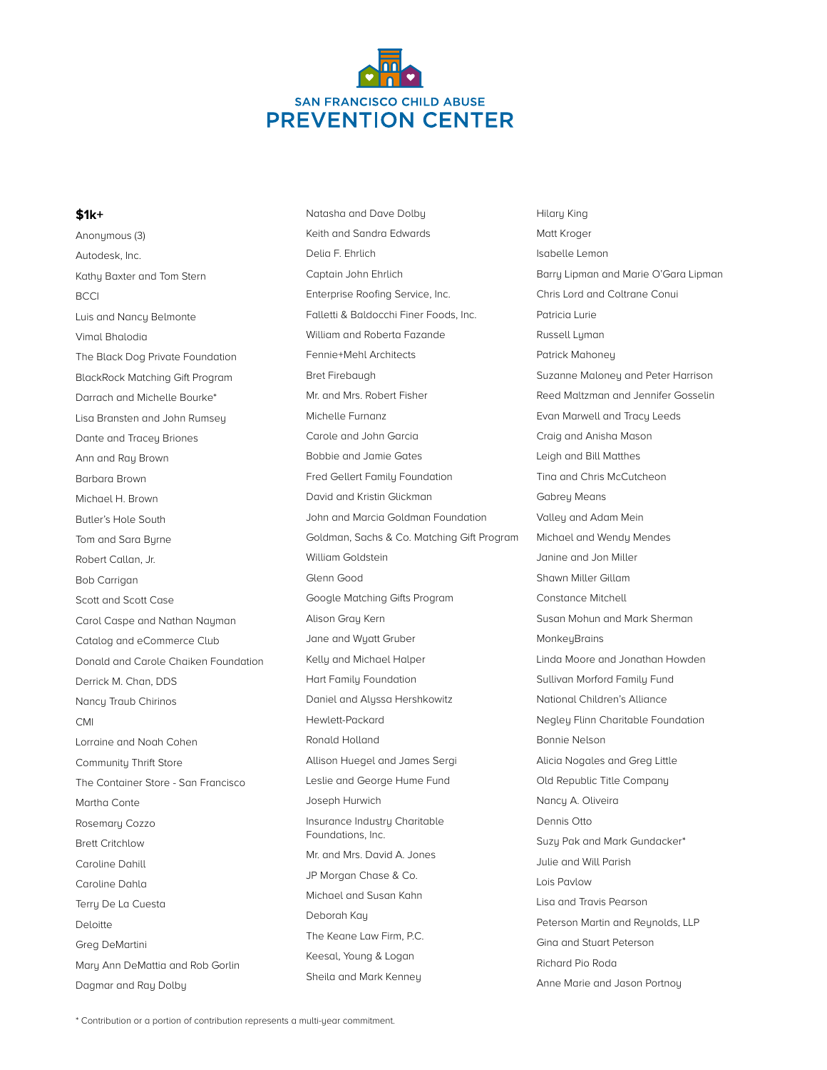# SAN FRANCISCO CHILD ABUSE PREVENTION CENTER

**$1k+**

Anonymous (3)
Autodesk, Inc.
Kathy Baxter and Tom Stern
BCCI
Luis and Nancy Belmonte
Vimal Bhalodia
The Black Dog Private Foundation
BlackRock Matching Gift Program
Darrach and Michelle Bourke*
Lisa Bransten and John Rumsey
Dante and Tracey Briones
Ann and Ray Brown
Barbara Brown
Michael H. Brown
Butler's Hole South
Tom and Sara Byrne
Robert Callan, Jr.
Bob Carrigan
Scott and Scott Case
Carol Caspe and Nathan Nayman
Catalog and eCommerce Club
Donald and Carole Chaiken Foundation
Derrick M. Chan, DDS
Nancy Traub Chirinos
CMI
Lorraine and Noah Cohen
Community Thrift Store
The Container Store - San Francisco
Martha Conte
Rosemary Cozzo
Brett Critchlow
Caroline Dahill
Caroline Dahla
Terry De La Cuesta
Deloitte
Greg DeMartini
Mary Ann DeMattia and Rob Gorlin
Dagmar and Ray Dolby
Natasha and Dave Dolby
Keith and Sandra Edwards
Delia F. Ehrlich
Captain John Ehrlich
Enterprise Roofing Service, Inc.
Falletti & Baldocchi Finer Foods, Inc.
William and Roberta Fazande
Fennie+Mehl Architects
Bret Firebaugh
Mr. and Mrs. Robert Fisher
Michelle Furnanz
Carole and John Garcia
Bobbie and Jamie Gates
Fred Gellert Family Foundation
David and Kristin Glickman
John and Marcia Goldman Foundation
Goldman, Sachs & Co. Matching Gift Program
William Goldstein
Glenn Good
Google Matching Gifts Program
Alison Gray Kern
Jane and Wyatt Gruber
Kelly and Michael Halper
Hart Family Foundation
Daniel and Alyssa Hershkowitz
Hewlett-Packard
Ronald Holland
Allison Huegel and James Sergi
Leslie and George Hume Fund
Joseph Hurwich
Insurance Industry Charitable Foundations, Inc.
Mr. and Mrs. David A. Jones
JP Morgan Chase & Co.
Michael and Susan Kahn
Deborah Kay
The Keane Law Firm, P.C.
Keesal, Young & Logan
Sheila and Mark Kenney
Hilary King
Matt Kroger
Isabelle Lemon
Barry Lipman and Marie O'Gara Lipman
Chris Lord and Coltrane Conui
Patricia Lurie
Russell Lyman
Patrick Mahoney
Suzanne Maloney and Peter Harrison
Reed Maltzman and Jennifer Gosselin
Evan Marwell and Tracy Leeds
Craig and Anisha Mason
Leigh and Bill Matthes
Tina and Chris McCutcheon
Gabrey Means
Valley and Adam Mein
Michael and Wendy Mendes
Janine and Jon Miller
Shawn Miller Gillam
Constance Mitchell
Susan Mohun and Mark Sherman
MonkeyBrains
Linda Moore and Jonathan Howden
Sullivan Morford Family Fund
National Children's Alliance
Negley Flinn Charitable Foundation
Bonnie Nelson
Alicia Nogales and Greg Little
Old Republic Title Company
Nancy A. Oliveira
Dennis Otto
Suzy Pak and Mark Gundacker*
Julie and Will Parish
Lois Pavlow
Lisa and Travis Pearson
Peterson Martin and Reynolds, LLP
Gina and Stuart Peterson
Richard Pio Roda
Anne Marie and Jason Portnoy

* Contribution or a portion of contribution represents a multi-year commitment.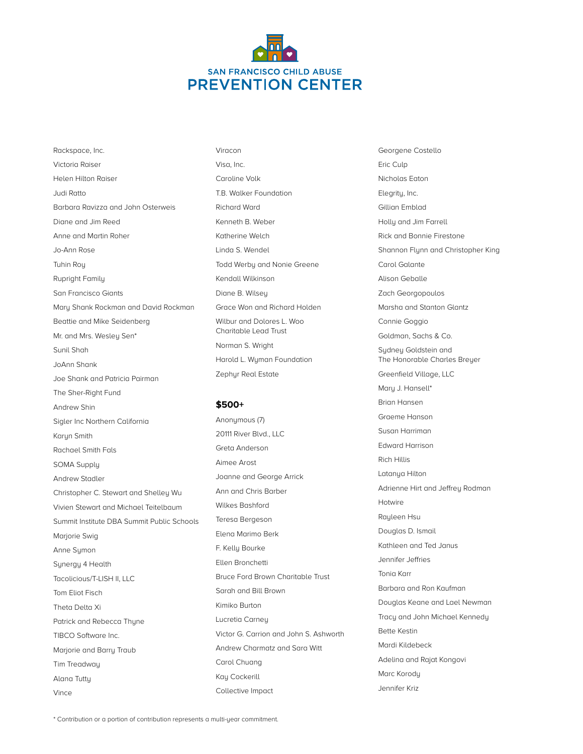# SAN FRANCISCO CHILD ABUSE PREVENTION CENTER

Rackspace, Inc.
Victoria Raiser
Helen Hilton Raiser
Judi Ratto
Barbara Ravizza and John Osterweis
Diane and Jim Reed
Anne and Martin Roher
Jo-Ann Rose
Tuhin Roy
Rupright Family
San Francisco Giants
Mary Shank Rockman and David Rockman
Beattie and Mike Seidenberg
Mr. and Mrs. Wesley Sen*
Sunil Shah
JoAnn Shank
Joe Shank and Patricia Pairman
The Sher-Right Fund
Andrew Shin
Sigler Inc Northern California
Karyn Smith
Rachael Smith Fals
SOMA Supply
Andrew Stadler
Christopher C. Stewart and Shelley Wu
Vivien Stewart and Michael Teitelbaum
Summit Institute DBA Summit Public Schools
Marjorie Swig
Anne Symon
Synergy 4 Health
Tacolicious/T-LISH II, LLC
Tom Eliot Fisch
Theta Delta Xi
Patrick and Rebecca Thyne
TIBCO Software Inc.
Marjorie and Barry Traub
Tim Treadway
Alana Tutty
Vince
Viracon
Visa, Inc.
Caroline Volk
T.B. Walker Foundation
Richard Ward
Kenneth B. Weber
Katherine Welch
Linda S. Wendel
Todd Werby and Nonie Greene
Kendall Wilkinson
Diane B. Wilsey
Grace Won and Richard Holden
Wilbur and Dolores L. Woo Charitable Lead Trust
Norman S. Wright
Harold L. Wyman Foundation
Zephyr Real Estate

## $500+

Anonymous (7)
20111 River Blvd., LLC
Greta Anderson
Aimee Arost
Joanne and George Arrick
Ann and Chris Barber
Wilkes Bashford
Teresa Bergeson
Elena Marimo Berk
F. Kelly Bourke
Ellen Bronchetti
Bruce Ford Brown Charitable Trust
Sarah and Bill Brown
Kimiko Burton
Lucretia Carney
Victor G. Carrion and John S. Ashworth
Andrew Charmatz and Sara Witt
Carol Chuang
Kay Cockerill
Collective Impact
Georgene Costello
Eric Culp
Nicholas Eaton
Elegrity, Inc.
Gillian Emblad
Holly and Jim Farrell
Rick and Bonnie Firestone
Shannon Flynn and Christopher King
Carol Galante
Alison Geballe
Zach Georgopoulos
Marsha and Stanton Glantz
Connie Goggio
Goldman, Sachs & Co.
Sydney Goldstein and The Honorable Charles Breyer
Greenfield Village, LLC
Mary J. Hansell*
Brian Hansen
Graeme Hanson
Susan Harriman
Edward Harrison
Rich Hillis
Latanya Hilton
Adrienne Hirt and Jeffrey Rodman
Hotwire
Rayleen Hsu
Douglas D. Ismail
Kathleen and Ted Janus
Jennifer Jeffries
Tonia Karr
Barbara and Ron Kaufman
Douglas Keane and Lael Newman
Tracy and John Michael Kennedy
Bette Kestin
Mardi Kildebeck
Adelina and Rajat Kongovi
Marc Korody
Jennifer Kriz

* Contribution or a portion of contribution represents a multi-year commitment.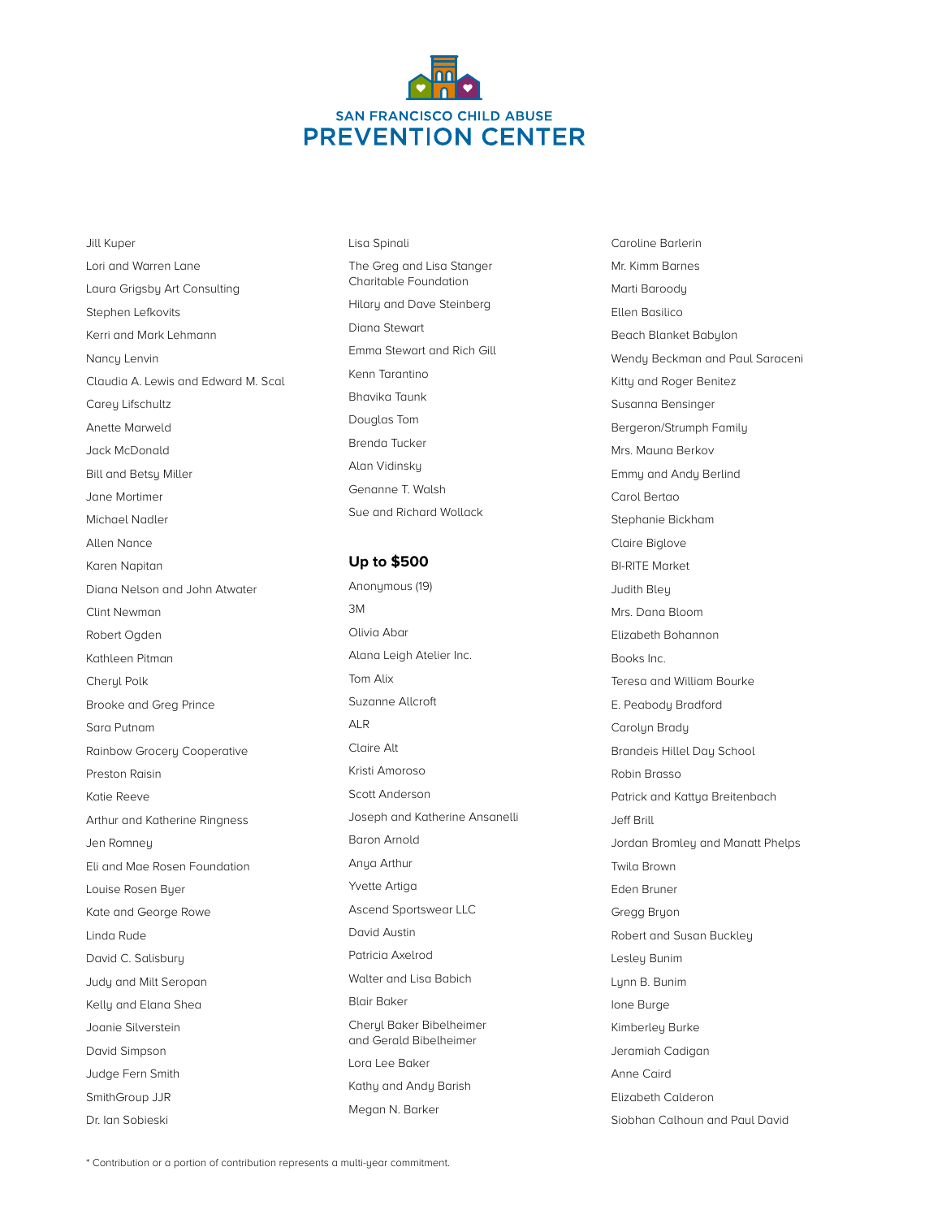SAN FRANCISCO CHILD ABUSE
PREVENTION CENTER

Jill Kuper

Lori and Warren Lane

Laura Grigsby Art Consulting

Stephen Lefkovits

Kerri and Mark Lehmann

Nancy Lenvin

Claudia A. Lewis and Edward M. Scal

Carey Lifschultz

Anette Marweld

Jack McDonald

Bill and Betsy Miller

Jane Mortimer

Michael Nadler

Allen Nance

Karen Napitan

Diana Nelson and John Atwater

Clint Newman

Robert Ogden

Kathleen Pitman

Cheryl Polk

Brooke and Greg Prince

Sara Putnam

Rainbow Grocery Cooperative

Preston Raisin

Katie Reeve

Arthur and Katherine Ringness

Jen Romney

Eli and Mae Rosen Foundation

Louise Rosen Byer

Kate and George Rowe

Linda Rude

David C. Salisbury

Judy and Milt Seropan

Kelly and Elana Shea

Joanie Silverstein

David Simpson

Judge Fern Smith

SmithGroup JJR

Dr. Ian Sobieski

Lisa Spinali

The Greg and Lisa Stanger Charitable Foundation

Hilary and Dave Steinberg

Diana Stewart

Emma Stewart and Rich Gill

Kenn Tarantino

Bhavika Taunk

Douglas Tom

Brenda Tucker

Alan Vidinsky

Genanne T. Walsh

Sue and Richard Wollack

### Up to $500

Anonymous (19)

3M

Olivia Abar

Alana Leigh Atelier Inc.

Tom Alix

Suzanne Allcroft

ALR

Claire Alt

Kristi Amoroso

Scott Anderson

Joseph and Katherine Ansanelli

Baron Arnold

Anya Arthur

Yvette Artiga

Ascend Sportswear LLC

David Austin

Patricia Axelrod

Walter and Lisa Babich

Blair Baker

Cheryl Baker Bibelheimer and Gerald Bibelheimer

Lora Lee Baker

Kathy and Andy Barish

Megan N. Barker

Caroline Barlerin

Mr. Kimm Barnes

Marti Baroody

Ellen Basilico

Beach Blanket Babylon

Wendy Beckman and Paul Saraceni

Kitty and Roger Benitez

Susanna Bensinger

Bergeron/Strumph Family

Mrs. Mauna Berkov

Emmy and Andy Berlind

Carol Bertao

Stephanie Bickham

Claire Biglove

BI-RITE Market

Judith Bley

Mrs. Dana Bloom

Elizabeth Bohannon

Books Inc.

Teresa and William Bourke

E. Peabody Bradford

Carolyn Brady

Brandeis Hillel Day School

Robin Brasso

Patrick and Kattya Breitenbach

Jeff Brill

Jordan Bromley and Manatt Phelps

Twila Brown

Eden Bruner

Gregg Bryon

Robert and Susan Buckley

Lesley Bunim

Lynn B. Bunim

Ione Burge

Kimberley Burke

Jeramiah Cadigan

Anne Caird

Elizabeth Calderon

Siobhan Calhoun and Paul David

\* Contribution or a portion of contribution represents a multi-year commitment.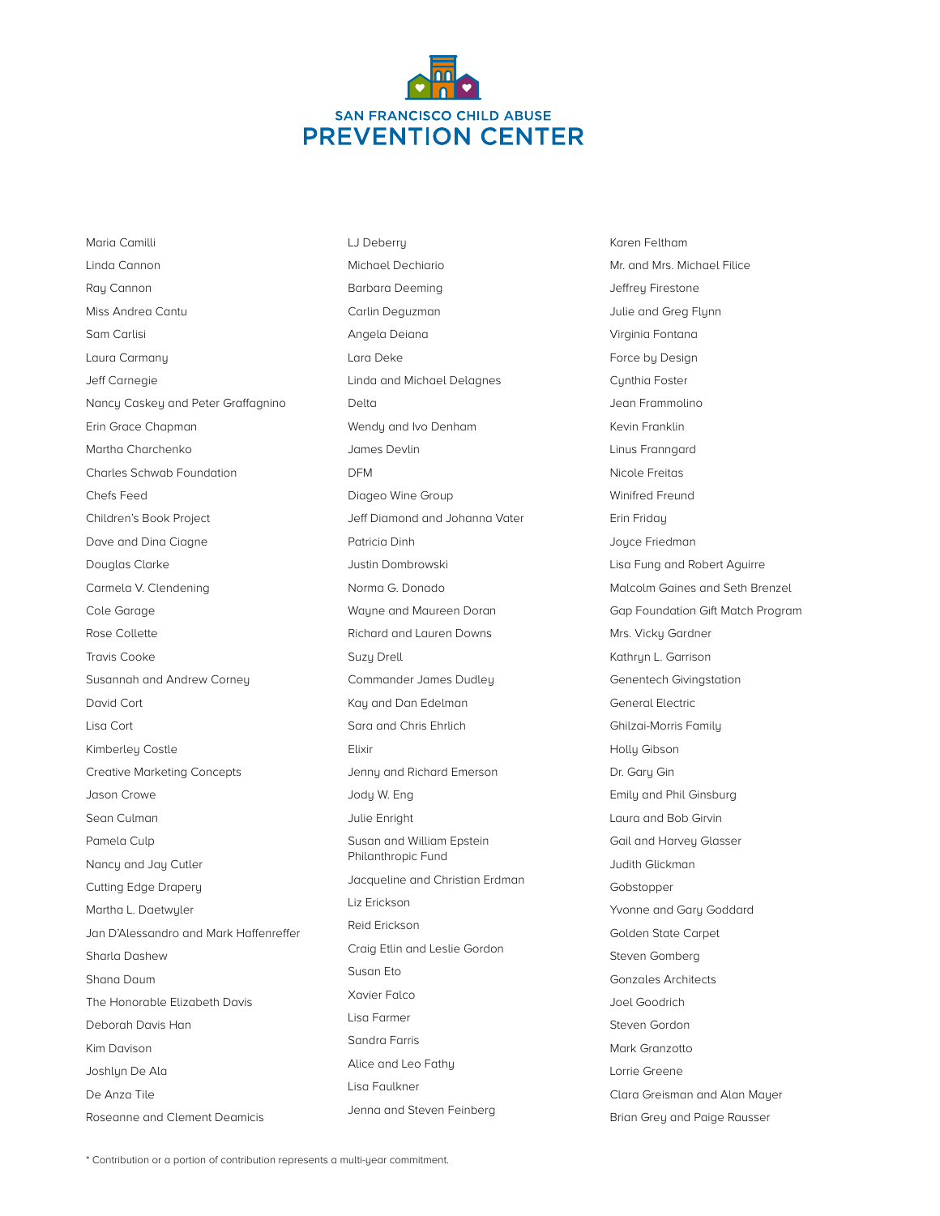SAN FRANCISCO CHILD ABUSE
PREVENTION CENTER

Maria Camilli
Linda Cannon
Ray Cannon
Miss Andrea Cantu
Sam Carlisi
Laura Carmany
Jeff Carnegie
Nancy Caskey and Peter Graffagnino
Erin Grace Chapman
Martha Charchenko
Charles Schwab Foundation
Chefs Feed
Children's Book Project
Dave and Dina Ciagne
Douglas Clarke
Carmela V. Clendening
Cole Garage
Rose Collette
Travis Cooke
Susannah and Andrew Corney
David Cort
Lisa Cort
Kimberley Costle
Creative Marketing Concepts
Jason Crowe
Sean Culman
Pamela Culp
Nancy and Jay Cutler
Cutting Edge Drapery
Martha L. Daetwyler
Jan D'Alessandro and Mark Haffenreffer
Sharla Dashew
Shana Daum
The Honorable Elizabeth Davis
Deborah Davis Han
Kim Davison
Joshlyn De Ala
De Anza Tile
Roseanne and Clement Deamicis
LJ Deberry
Michael Dechiario
Barbara Deeming
Carlin Deguzman
Angela Deiana
Lara Deke
Linda and Michael Delagnes
Delta
Wendy and Ivo Denham
James Devlin
DFM
Diageo Wine Group
Jeff Diamond and Johanna Vater
Patricia Dinh
Justin Dombrowski
Norma G. Donado
Wayne and Maureen Doran
Richard and Lauren Downs
Suzy Drell
Commander James Dudley
Kay and Dan Edelman
Sara and Chris Ehrlich
Elixir
Jenny and Richard Emerson
Jody W. Eng
Julie Enright
Susan and William Epstein Philanthropic Fund
Jacqueline and Christian Erdman
Liz Erickson
Reid Erickson
Craig Etlin and Leslie Gordon
Susan Eto
Xavier Falco
Lisa Farmer
Sandra Farris
Alice and Leo Fathy
Lisa Faulkner
Jenna and Steven Feinberg
Karen Feltham
Mr. and Mrs. Michael Filice
Jeffrey Firestone
Julie and Greg Flynn
Virginia Fontana
Force by Design
Cynthia Foster
Jean Frammolino
Kevin Franklin
Linus Franngard
Nicole Freitas
Winifred Freund
Erin Friday
Joyce Friedman
Lisa Fung and Robert Aguirre
Malcolm Gaines and Seth Brenzel
Gap Foundation Gift Match Program
Mrs. Vicky Gardner
Kathryn L. Garrison
Genentech Givingstation
General Electric
Ghilzai-Morris Family
Holly Gibson
Dr. Gary Gin
Emily and Phil Ginsburg
Laura and Bob Girvin
Gail and Harvey Glasser
Judith Glickman
Gobstopper
Yvonne and Gary Goddard
Golden State Carpet
Steven Gomberg
Gonzales Architects
Joel Goodrich
Steven Gordon
Mark Granzotto
Lorrie Greene
Clara Greisman and Alan Mayer
Brian Grey and Paige Rausser

* Contribution or a portion of contribution represents a multi-year commitment.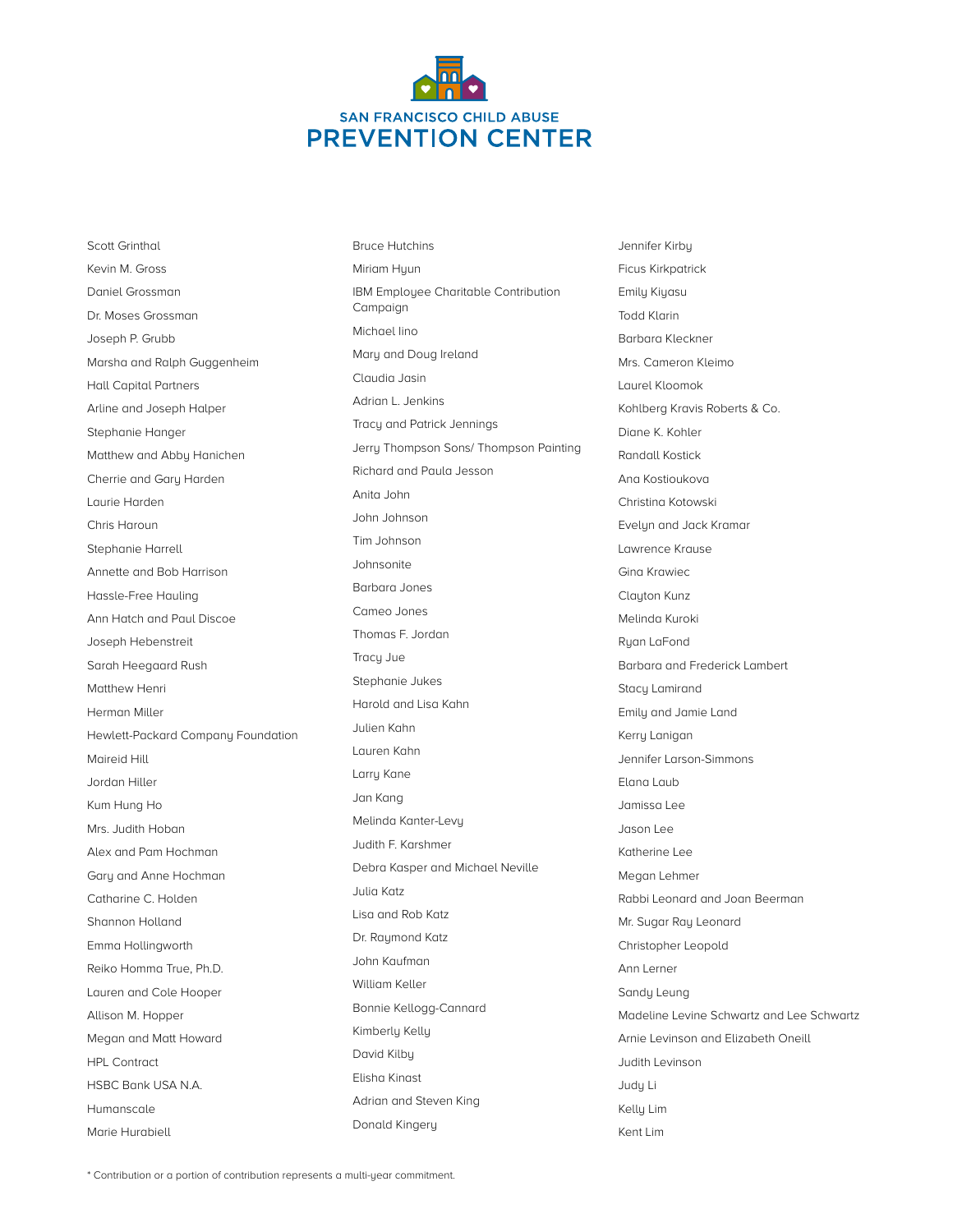# SAN FRANCISCO CHILD ABUSE PREVENTION CENTER

Scott Grinthal
Kevin M. Gross
Daniel Grossman
Dr. Moses Grossman
Joseph P. Grubb
Marsha and Ralph Guggenheim
Hall Capital Partners
Arline and Joseph Halper
Stephanie Hanger
Matthew and Abby Hanichen
Cherrie and Gary Harden
Laurie Harden
Chris Haroun
Stephanie Harrell
Annette and Bob Harrison
Hassle-Free Hauling
Ann Hatch and Paul Discoe
Joseph Hebenstreit
Sarah Heegaard Rush
Matthew Henri
Herman Miller
Hewlett-Packard Company Foundation
Maireid Hill
Jordan Hiller
Kum Hung Ho
Mrs. Judith Hoban
Alex and Pam Hochman
Gary and Anne Hochman
Catharine C. Holden
Shannon Holland
Emma Hollingworth
Reiko Homma True, Ph.D.
Lauren and Cole Hooper
Allison M. Hopper
Megan and Matt Howard
HPL Contract
HSBC Bank USA N.A.
Humanscale
Marie Hurabiell

Bruce Hutchins
Miriam Hyun
IBM Employee Charitable Contribution Campaign
Michael Iino
Mary and Doug Ireland
Claudia Jasin
Adrian L. Jenkins
Tracy and Patrick Jennings
Jerry Thompson Sons/ Thompson Painting
Richard and Paula Jesson
Anita John
John Johnson
Tim Johnson
Johnsonite
Barbara Jones
Cameo Jones
Thomas F. Jordan
Tracy Jue
Stephanie Jukes
Harold and Lisa Kahn
Julien Kahn
Lauren Kahn
Larry Kane
Jan Kang
Melinda Kanter-Levy
Judith F. Karshmer
Debra Kasper and Michael Neville
Julia Katz
Lisa and Rob Katz
Dr. Raymond Katz
John Kaufman
William Keller
Bonnie Kellogg-Cannard
Kimberly Kelly
David Kilby
Elisha Kinast
Adrian and Steven King
Donald Kingery

Jennifer Kirby
Ficus Kirkpatrick
Emily Kiyasu
Todd Klarin
Barbara Kleckner
Mrs. Cameron Kleimo
Laurel Kloomok
Kohlberg Kravis Roberts & Co.
Diane K. Kohler
Randall Kostick
Ana Kostioukova
Christina Kotowski
Evelyn and Jack Kramar
Lawrence Krause
Gina Krawiec
Clayton Kunz
Melinda Kuroki
Ryan LaFond
Barbara and Frederick Lambert
Stacy Lamirand
Emily and Jamie Land
Kerry Lanigan
Jennifer Larson-Simmons
Elana Laub
Jamissa Lee
Jason Lee
Katherine Lee
Megan Lehmer
Rabbi Leonard and Joan Beerman
Mr. Sugar Ray Leonard
Christopher Leopold
Ann Lerner
Sandy Leung
Madeline Levine Schwartz and Lee Schwartz
Arnie Levinson and Elizabeth Oneill
Judith Levinson
Judy Li
Kelly Lim
Kent Lim

\* Contribution or a portion of contribution represents a multi-year commitment.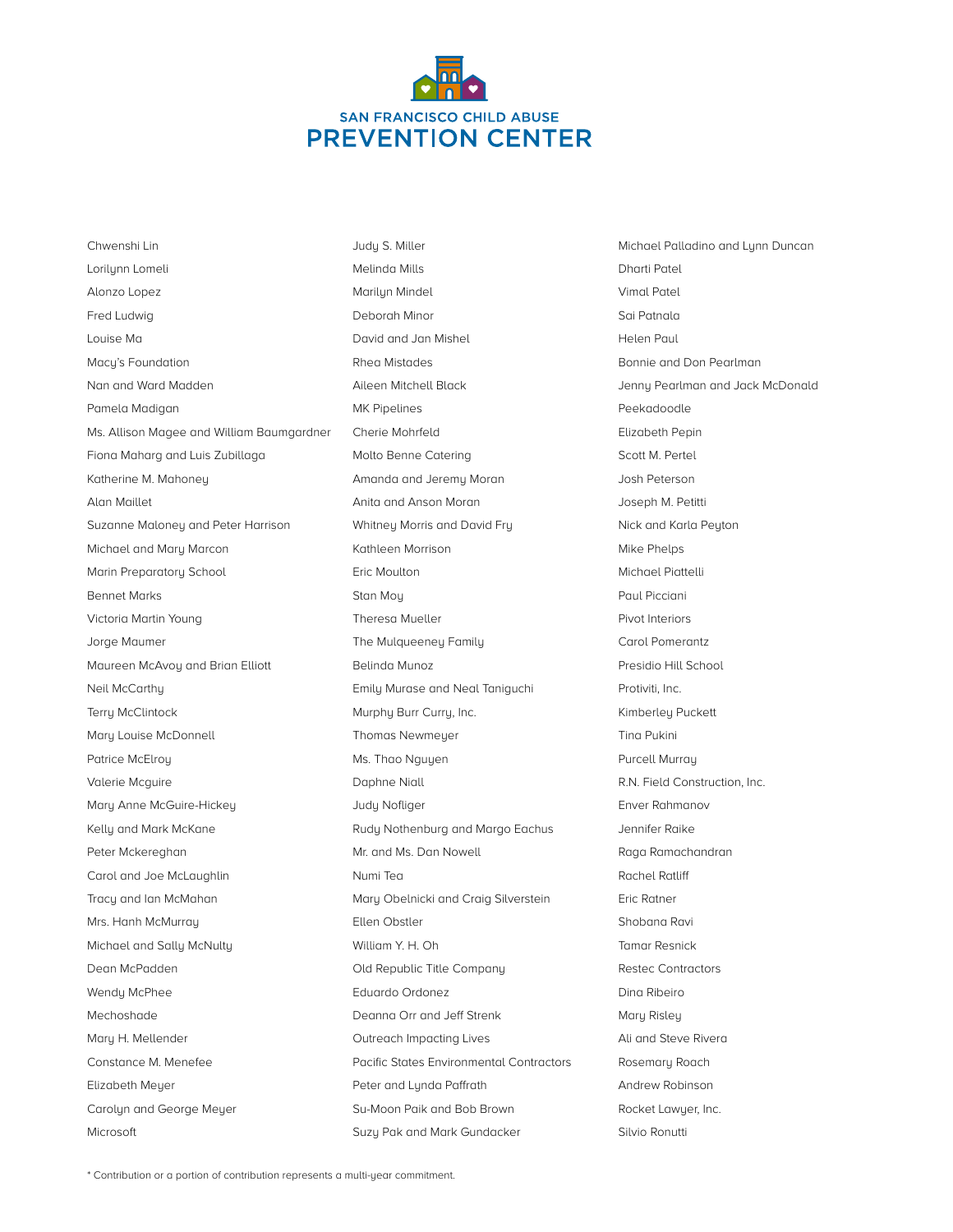Chwenshi Lin
Lorilynn Lomeli
Alonzo Lopez
Fred Ludwig
Louise Ma
Macy's Foundation
Nan and Ward Madden
Pamela Madigan
Ms. Allison Magee and William Baumgardner
Fiona Maharg and Luis Zubillaga
Katherine M. Mahoney
Alan Maillet
Suzanne Maloney and Peter Harrison
Michael and Mary Marcon
Marin Preparatory School
Bennet Marks
Victoria Martin Young
Jorge Maumer
Maureen McAvoy and Brian Elliott
Neil McCarthy
Terry McClintock
Mary Louise McDonnell
Patrice McElroy
Valerie Mcguire
Mary Anne McGuire-Hickey
Kelly and Mark McKane
Peter Mckereghan
Carol and Joe McLaughlin
Tracy and Ian McMahan
Mrs. Hanh McMurray
Michael and Sally McNulty
Dean McPadden
Wendy McPhee
Mechoshade
Mary H. Mellender
Constance M. Menefee
Elizabeth Meyer
Carolyn and George Meyer
Microsoft

Judy S. Miller
Melinda Mills
Marilyn Mindel
Deborah Minor
David and Jan Mishel
Rhea Mistades
Aileen Mitchell Black
MK Pipelines
Cherie Mohrfeld
Molto Benne Catering
Amanda and Jeremy Moran
Anita and Anson Moran
Whitney Morris and David Fry
Kathleen Morrison
Eric Moulton
Stan Moy
Theresa Mueller
The Mulqueeney Family
Belinda Munoz
Emily Murase and Neal Taniguchi
Murphy Burr Curry, Inc.
Thomas Newmeyer
Ms. Thao Nguyen
Daphne Niall
Judy Nofliger
Rudy Nothenburg and Margo Eachus
Mr. and Ms. Dan Nowell
Numi Tea
Mary Obelnicki and Craig Silverstein
Ellen Obstler
William Y. H. Oh
Old Republic Title Company
Eduardo Ordonez
Deanna Orr and Jeff Strenk
Outreach Impacting Lives
Pacific States Environmental Contractors
Peter and Lynda Paffrath
Su-Moon Paik and Bob Brown
Suzy Pak and Mark Gundacker

Michael Palladino and Lynn Duncan
Dharti Patel
Vimal Patel
Sai Patnala
Helen Paul
Bonnie and Don Pearlman
Jenny Pearlman and Jack McDonald
Peekadoodle
Elizabeth Pepin
Scott M. Pertel
Josh Peterson
Joseph M. Petitti
Nick and Karla Peyton
Mike Phelps
Michael Piattelli
Paul Picciani
Pivot Interiors
Carol Pomerantz
Presidio Hill School
Protiviti, Inc.
Kimberley Puckett
Tina Pukini
Purcell Murray
R.N. Field Construction, Inc.
Enver Rahmanov
Jennifer Raike
Raga Ramachandran
Rachel Ratliff
Eric Ratner
Shobana Ravi
Tamar Resnick
Restec Contractors
Dina Ribeiro
Mary Risley
Ali and Steve Rivera
Rosemary Roach
Andrew Robinson
Rocket Lawyer, Inc.
Silvio Ronutti

* Contribution or a portion of contribution represents a multi-year commitment.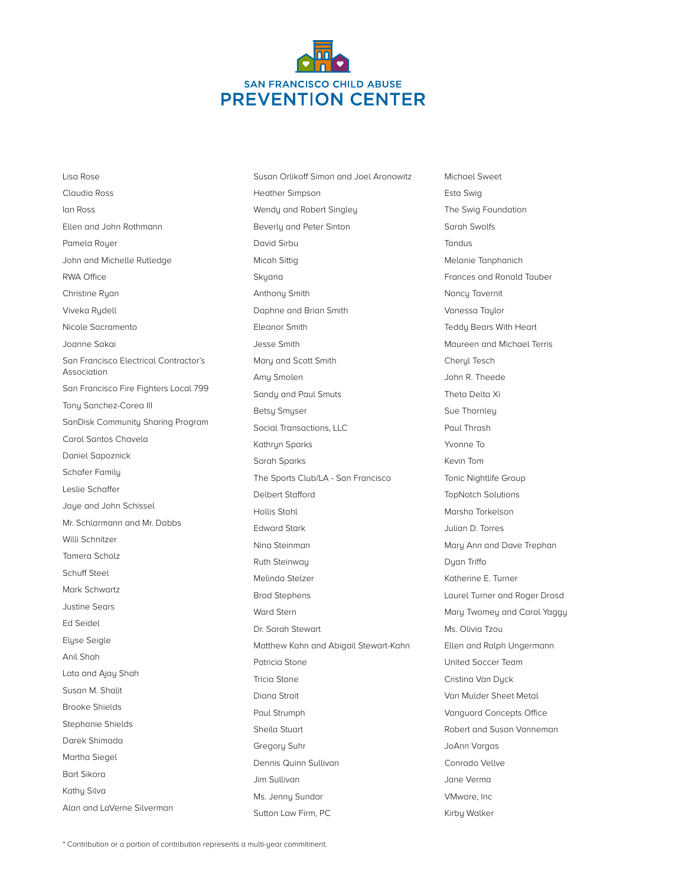SAN FRANCISCO CHILD ABUSE
PREVENTION CENTER

Lisa Rose
Claudia Ross
Ian Ross
Ellen and John Rothmann
Pamela Royer
John and Michelle Rutledge
RWA Office
Christine Ryan
Viveka Rydell
Nicole Sacramento
Joanne Sakai
San Francisco Electrical Contractor's Association
San Francisco Fire Fighters Local 799
Tony Sanchez-Corea III
SanDisk Community Sharing Program
Carol Santos Chavela
Daniel Sapoznick
Schafer Family
Leslie Schaffer
Jaye and John Schissel
Mr. Schlarmann and Mr. Dabbs
Willi Schnitzer
Tamera Scholz
Schuff Steel
Mark Schwartz
Justine Sears
Ed Seidel
Elyse Seigle
Anil Shah
Lata and Ajay Shah
Susan M. Shalit
Brooke Shields
Stephanie Shields
Darek Shimada
Martha Siegel
Bart Sikora
Kathy Silva
Alan and LaVerne Silverman
Susan Orlikoff Simon and Joel Aronowitz
Heather Simpson
Wendy and Robert Singley
Beverly and Peter Sinton
David Sirbu
Micah Sittig
Skyana
Anthony Smith
Daphne and Brian Smith
Eleanor Smith
Jesse Smith
Mary and Scott Smith
Amy Smolen
Sandy and Paul Smuts
Betsy Smyser
Social Transactions, LLC
Kathryn Sparks
Sarah Sparks
The Sports Club/LA - San Francisco
Delbert Stafford
Hollis Stahl
Edward Stark
Nina Steinman
Ruth Steinway
Melinda Stelzer
Brad Stephens
Ward Stern
Dr. Sarah Stewart
Matthew Kahn and Abigail Stewart-Kahn
Patricia Stone
Tricia Stone
Diana Strait
Paul Strumph
Sheila Stuart
Gregory Suhr
Dennis Quinn Sullivan
Jim Sullivan
Ms. Jenny Sundar
Sutton Law Firm, PC
Michael Sweet
Esta Swig
The Swig Foundation
Sarah Swolfs
Tandus
Melanie Tanphanich
Frances and Ronald Tauber
Nancy Tavernit
Vanessa Taylor
Teddy Bears With Heart
Maureen and Michael Terris
Cheryl Tesch
John R. Theede
Theta Delta Xi
Sue Thornley
Paul Thrash
Yvonne To
Kevin Tom
Tonic Nightlife Group
TopNotch Solutions
Marsha Torkelson
Julian D. Torres
Mary Ann and Dave Trephan
Dyan Triffo
Katherine E. Turner
Laurel Turner and Roger Drosd
Mary Twomey and Carol Yaggy
Ms. Olivia Tzou
Ellen and Ralph Ungermann
United Soccer Team
Cristina Van Dyck
Van Mulder Sheet Metal
Vanguard Concepts Office
Robert and Susan Vanneman
JoAnn Vargas
Conrado Vellve
Jane Verma
VMware, Inc
Kirby Walker

* Contribution or a portion of contribution represents a multi-year commitment.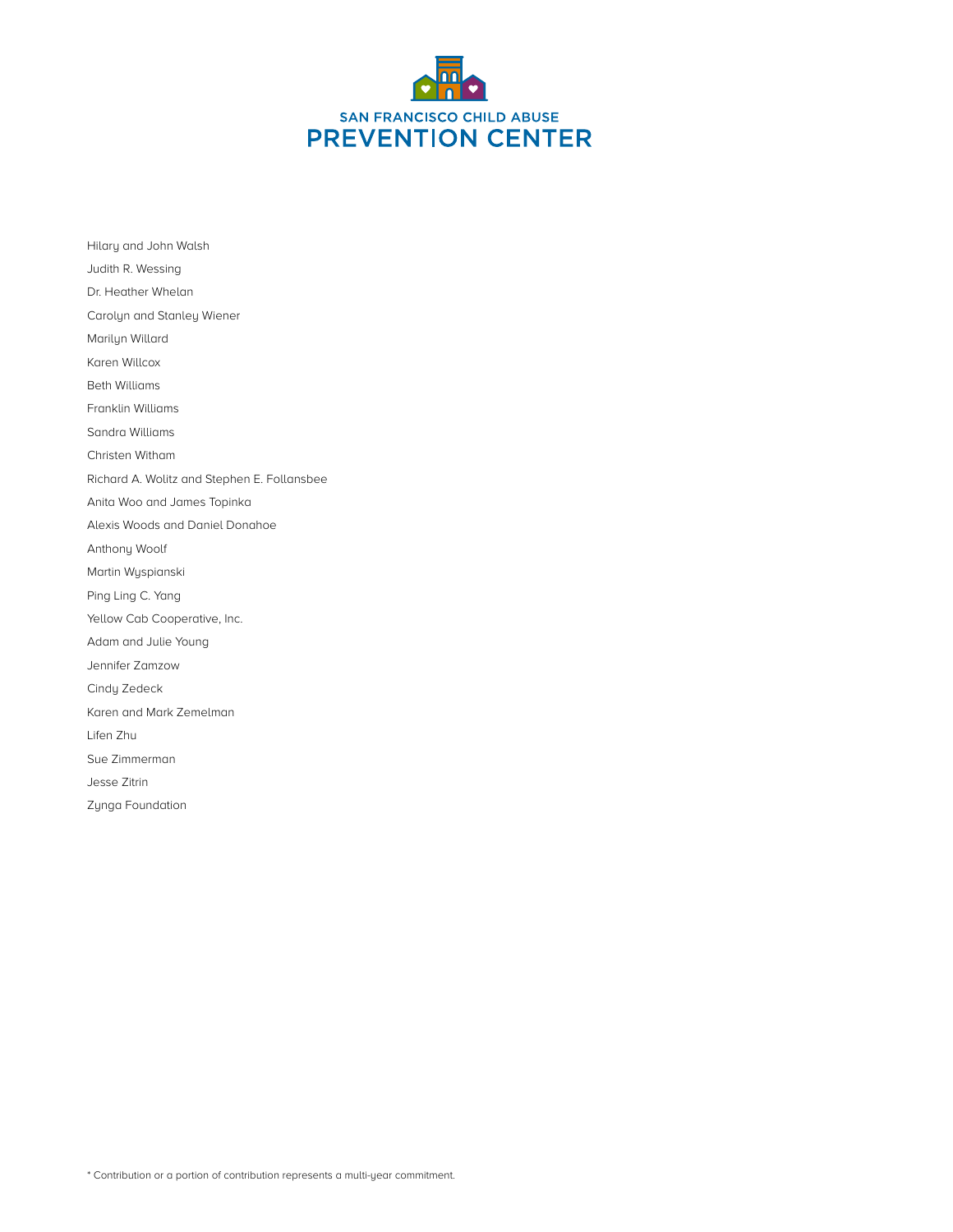SAN FRANCISCO CHILD ABUSE
PREVENTION CENTER

Hilary and John Walsh

Judith R. Wessing

Dr. Heather Whelan

Carolyn and Stanley Wiener

Marilyn Willard

Karen Willcox

Beth Williams

Franklin Williams

Sandra Williams

Christen Witham

Richard A. Wolitz and Stephen E. Follansbee

Anita Woo and James Topinka

Alexis Woods and Daniel Donahoe

Anthony Woolf

Martin Wyspianski

Ping Ling C. Yang

Yellow Cab Cooperative, Inc.

Adam and Julie Young

Jennifer Zamzow

Cindy Zedeck

Karen and Mark Zemelman

Lifen Zhu

Sue Zimmerman

Jesse Zitrin

Zynga Foundation

* Contribution or a portion of contribution represents a multi-year commitment.